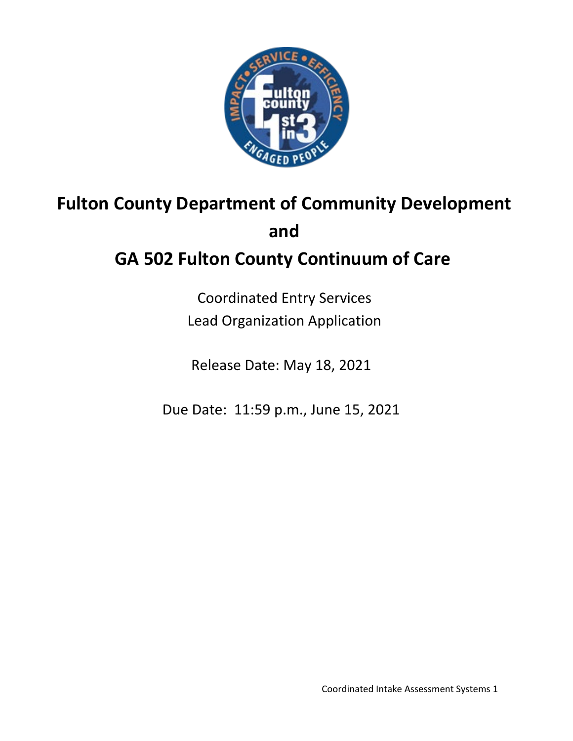# Fulton County Department of Community Development

# and

# GA 502 Fulton County Continuum of Care

Coordinated Entry Services

Lead Organization Application

Release Date: May 18, 2021

Due Date: 11:59 p.m., June 15, 2021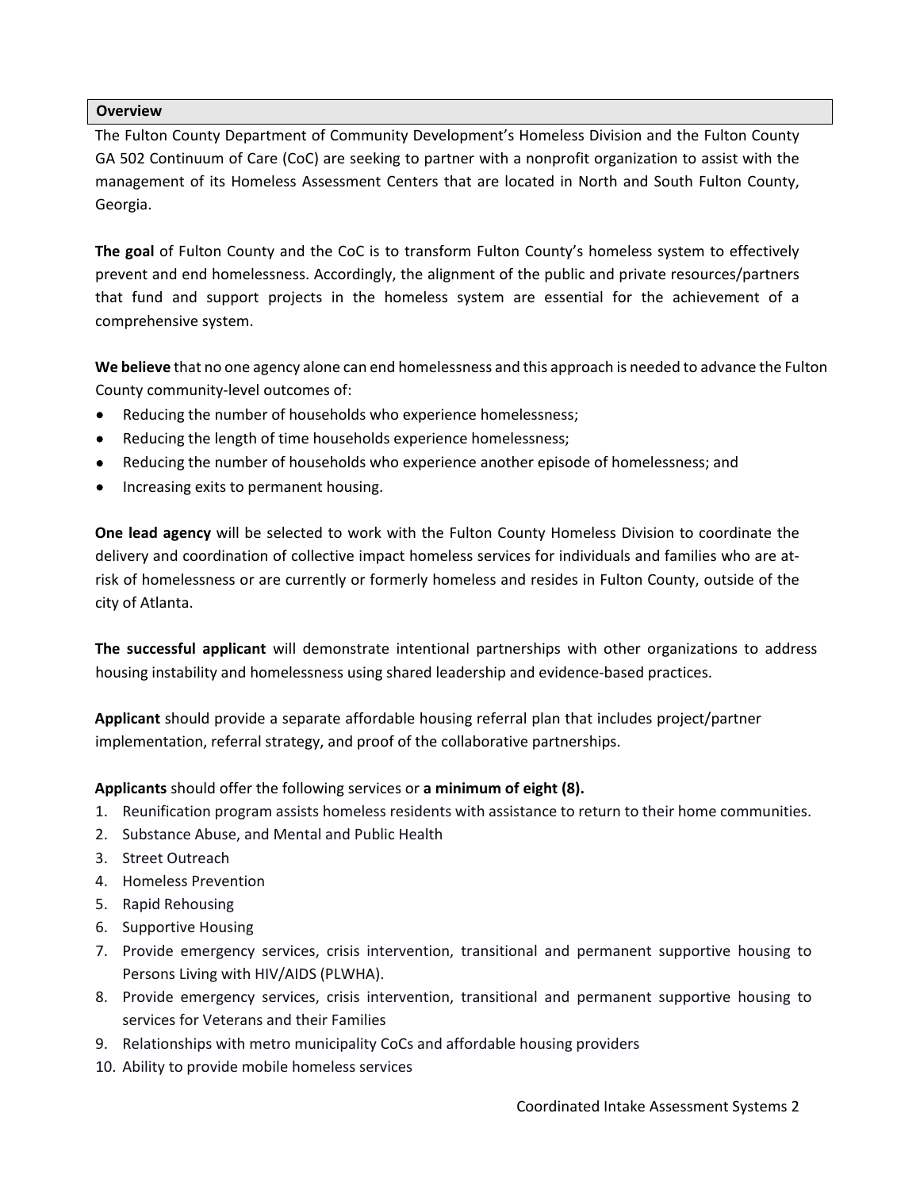## Overview

The Fulton County Department of Community Development's Homeless Division and the Fulton County GA 502 Continuum of Care (CoC) are seeking to partner with a nonprofit organization to assist with the management of its Homeless Assessment Centers that are located in North and South Fulton County, Georgia.

**The goal** of Fulton County and the CoC is to transform Fulton County's homeless system to effectively prevent and end homelessness. Accordingly, the alignment of the public and private resources/partners that fund and support projects in the homeless system are essential for the achievement of a comprehensive system.

**We believe** that no one agency alone can end homelessness and this approach is needed to advance the Fulton County community-level outcomes of:

- Reducing the number of households who experience homelessness;
- Reducing the length of time households experience homelessness;
- Reducing the number of households who experience another episode of homelessness; and
- Increasing exits to permanent housing.

**One lead agency** will be selected to work with the Fulton County Homeless Division to coordinate the delivery and coordination of collective impact homeless services for individuals and families who are at-risk of homelessness or are currently or formerly homeless and resides in Fulton County, outside of the city of Atlanta.

**The successful applicant** will demonstrate intentional partnerships with other organizations to address housing instability and homelessness using shared leadership and evidence-based practices.

**Applicant** should provide a separate affordable housing referral plan that includes project/partner implementation, referral strategy, and proof of the collaborative partnerships.

**Applicants** should offer the following services or **a minimum of eight (8).**

1. Reunification program assists homeless residents with assistance to return to their home communities.
2. Substance Abuse, and Mental and Public Health
3. Street Outreach
4. Homeless Prevention
5. Rapid Rehousing
6. Supportive Housing
7. Provide emergency services, crisis intervention, transitional and permanent supportive housing to Persons Living with HIV/AIDS (PLWHA).
8. Provide emergency services, crisis intervention, transitional and permanent supportive housing to services for Veterans and their Families
9. Relationships with metro municipality CoCs and affordable housing providers
10. Ability to provide mobile homeless services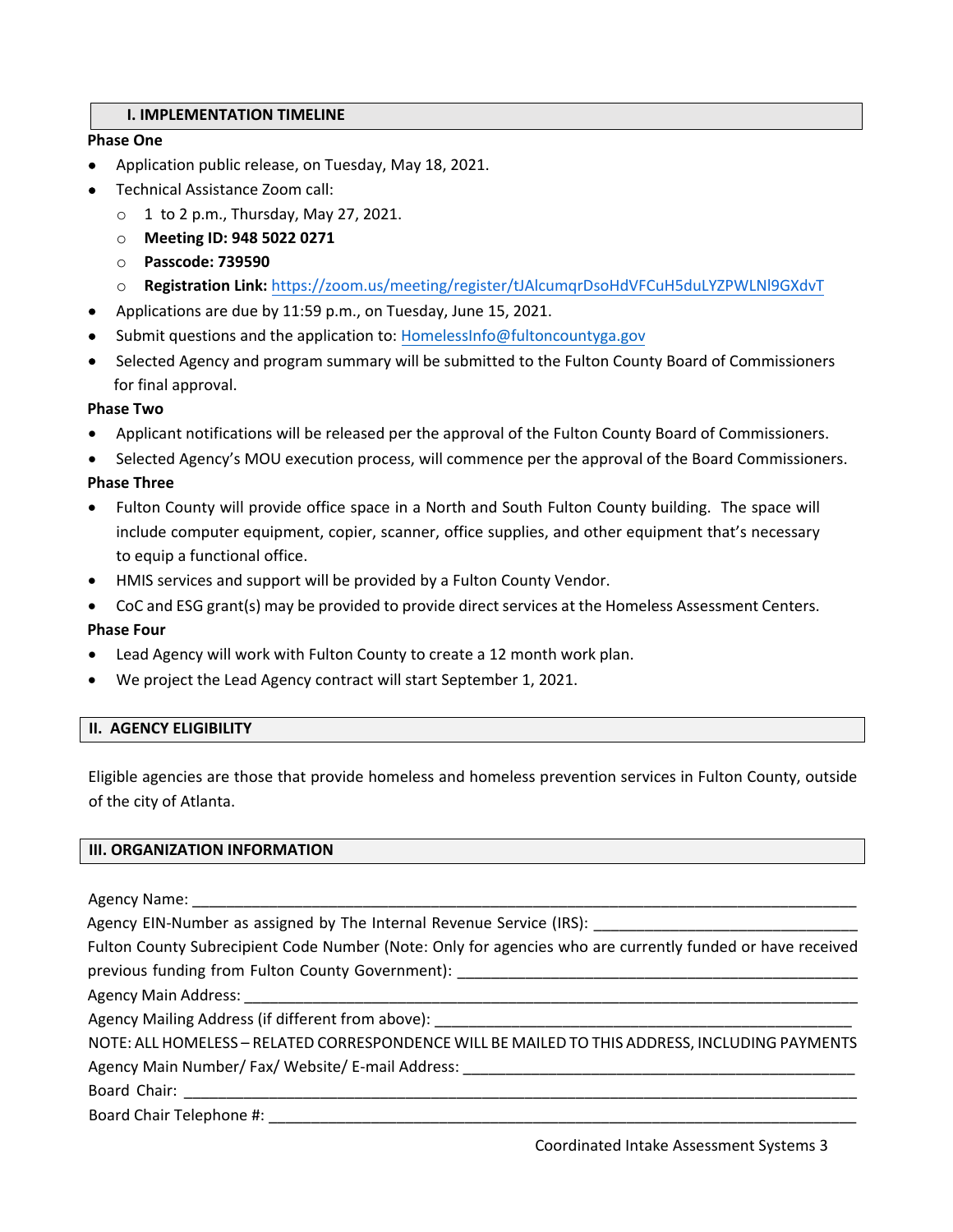## I. IMPLEMENTATION TIMELINE

**Phase One**

- Application public release, on Tuesday, May 18, 2021.
- Technical Assistance Zoom call:
  - 1 to 2 p.m., Thursday, May 27, 2021.
  - **Meeting ID: 948 5022 0271**
  - **Passcode: 739590**
  - **Registration Link:** https://zoom.us/meeting/register/tJAlcumqrDsoHdVFCuH5duLYZPWLNl9GXdvT
- Applications are due by 11:59 p.m., on Tuesday, June 15, 2021.
- Submit questions and the application to: HomelessInfo@fultoncountyga.gov
- Selected Agency and program summary will be submitted to the Fulton County Board of Commissioners for final approval.

**Phase Two**

- Applicant notifications will be released per the approval of the Fulton County Board of Commissioners.
- Selected Agency's MOU execution process, will commence per the approval of the Board Commissioners.

**Phase Three**

- Fulton County will provide office space in a North and South Fulton County building. The space will include computer equipment, copier, scanner, office supplies, and other equipment that's necessary to equip a functional office.
- HMIS services and support will be provided by a Fulton County Vendor.
- CoC and ESG grant(s) may be provided to provide direct services at the Homeless Assessment Centers.

**Phase Four**

- Lead Agency will work with Fulton County to create a 12 month work plan.
- We project the Lead Agency contract will start September 1, 2021.

## II. AGENCY ELIGIBILITY

Eligible agencies are those that provide homeless and homeless prevention services in Fulton County, outside of the city of Atlanta.

## III. ORGANIZATION INFORMATION

Agency Name: ______________________________________________

Agency EIN-Number as assigned by The Internal Revenue Service (IRS): ______________________________

Fulton County Subrecipient Code Number (Note: Only for agencies who are currently funded or have received previous funding from Fulton County Government): ______________________________

Agency Main Address: ______________________________________________

Agency Mailing Address (if different from above): ______________________________

NOTE: ALL HOMELESS – RELATED CORRESPONDENCE WILL BE MAILED TO THIS ADDRESS, INCLUDING PAYMENTS

Agency Main Number/ Fax/ Website/ E-mail Address: ______________________________

Board Chair: ______________________________________________

Board Chair Telephone #: ______________________________________________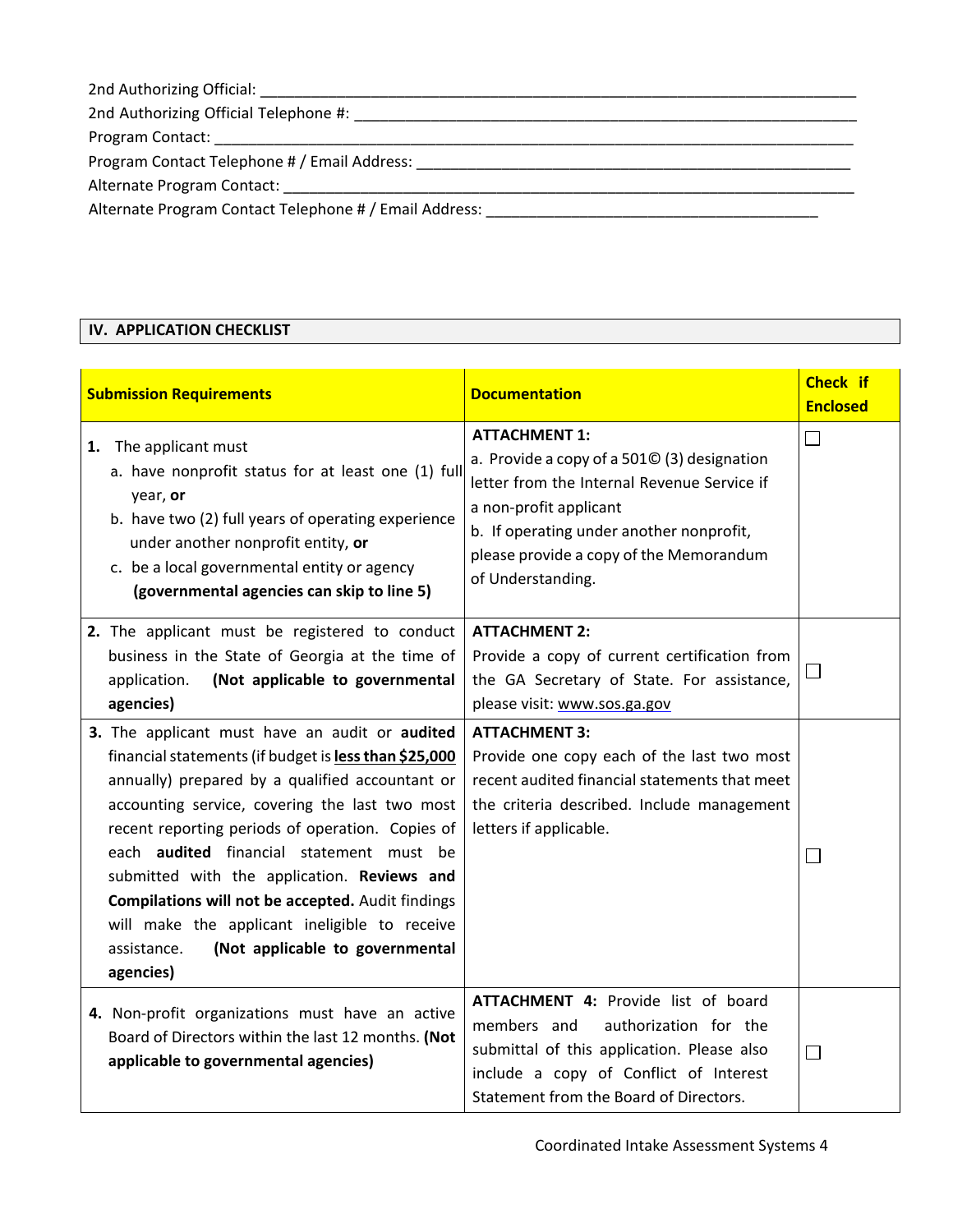2nd Authorizing Official: ___________________________________________________________________________

2nd Authorizing Official Telephone #: _________________________________________________________________

Program Contact: _______________________________________________________________________________

Program Contact Telephone # / Email Address: ___________________________________________________

Alternate Program Contact: _______________________________________________________________________

Alternate Program Contact Telephone # / Email Address: ________________________________________

## IV. APPLICATION CHECKLIST

| Submission Requirements | Documentation | Check if Enclosed |
|---|---|---|
| **1.** The applicant must<br>a. have nonprofit status for at least one (1) full year, **or**<br>b. have two (2) full years of operating experience under another nonprofit entity, **or**<br>c. be a local governmental entity or agency **(governmental agencies can skip to line 5)** | **ATTACHMENT 1:**<br>a. Provide a copy of a 501© (3) designation letter from the Internal Revenue Service if a non-profit applicant<br>b. If operating under another nonprofit, please provide a copy of the Memorandum of Understanding. | ☐ |
| **2.** The applicant must be registered to conduct business in the State of Georgia at the time of application. **(Not applicable to governmental agencies)** | **ATTACHMENT 2:**<br>Provide a copy of current certification from the GA Secretary of State. For assistance, please visit: www.sos.ga.gov | ☐ |
| **3.** The applicant must have an audit or **audited** financial statements (if budget is **<u>less than $25,000</u>** annually) prepared by a qualified accountant or accounting service, covering the last two most recent reporting periods of operation. Copies of each **audited** financial statement must be submitted with the application. **Reviews and Compilations will not be accepted.** Audit findings will make the applicant ineligible to receive assistance. **(Not applicable to governmental agencies)** | **ATTACHMENT 3:**<br>Provide one copy each of the last two most recent audited financial statements that meet the criteria described. Include management letters if applicable. | ☐ |
| **4.** Non-profit organizations must have an active Board of Directors within the last 12 months. **(Not applicable to governmental agencies)** | **ATTACHMENT 4:** Provide list of board members and authorization for the submittal of this application. Please also include a copy of Conflict of Interest Statement from the Board of Directors. | ☐ |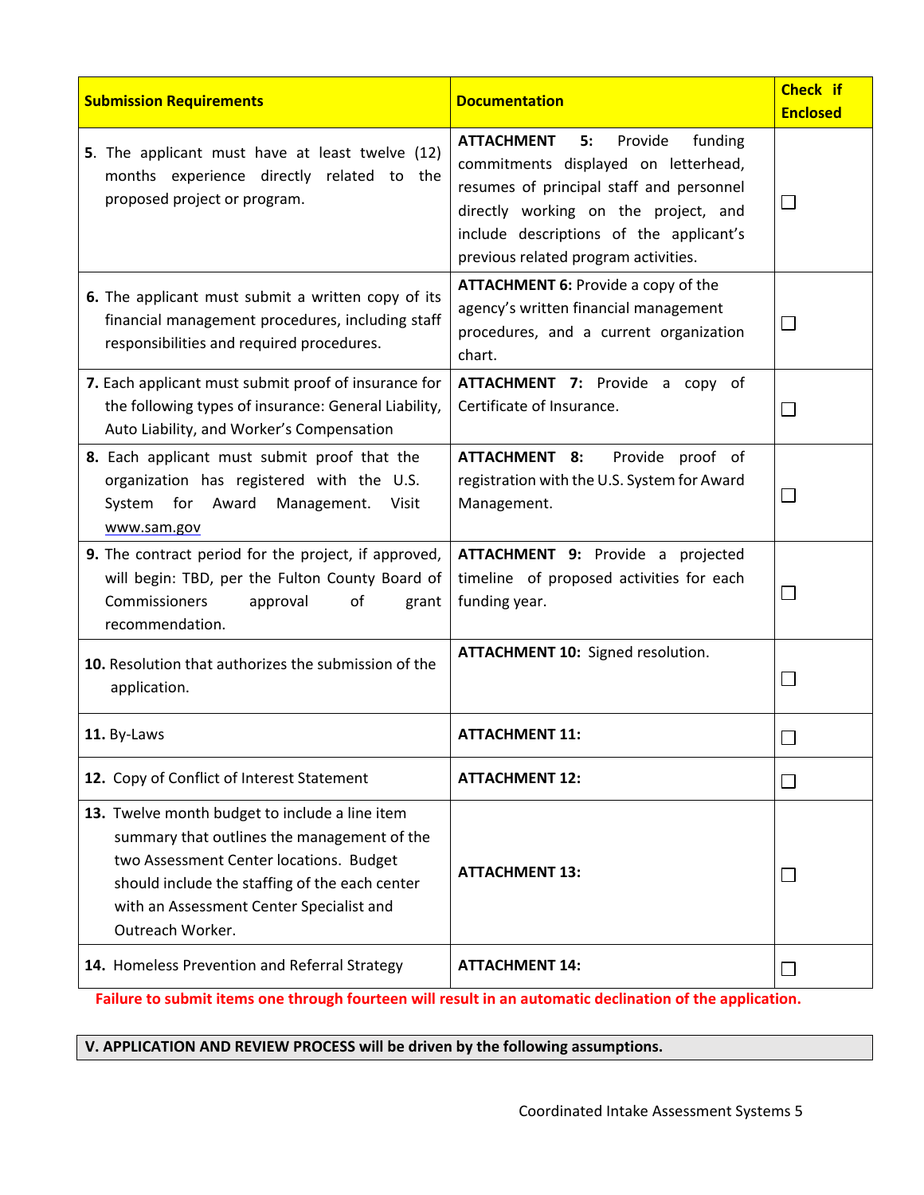| Submission Requirements | Documentation | Check if Enclosed |
|---|---|---|
| **5**. The applicant must have at least twelve (12) months experience directly related to the proposed project or program. | **ATTACHMENT 5:** Provide funding commitments displayed on letterhead, resumes of principal staff and personnel directly working on the project, and include descriptions of the applicant's previous related program activities. | ☐ |
| **6.** The applicant must submit a written copy of its financial management procedures, including staff responsibilities and required procedures. | **ATTACHMENT 6:** Provide a copy of the agency's written financial management procedures, and a current organization chart. | ☐ |
| **7.** Each applicant must submit proof of insurance for the following types of insurance: General Liability, Auto Liability, and Worker's Compensation | **ATTACHMENT 7:** Provide a copy of Certificate of Insurance. | ☐ |
| **8.** Each applicant must submit proof that the organization has registered with the U.S. System for Award Management. Visit www.sam.gov | **ATTACHMENT 8:** Provide proof of registration with the U.S. System for Award Management. | ☐ |
| **9.** The contract period for the project, if approved, will begin: TBD, per the Fulton County Board of Commissioners approval of grant recommendation. | **ATTACHMENT 9:** Provide a projected timeline of proposed activities for each funding year. | ☐ |
| **10.** Resolution that authorizes the submission of the application. | **ATTACHMENT 10:** Signed resolution. | ☐ |
| **11.** By-Laws | **ATTACHMENT 11:** | ☐ |
| **12.** Copy of Conflict of Interest Statement | **ATTACHMENT 12:** | ☐ |
| **13.** Twelve month budget to include a line item summary that outlines the management of the two Assessment Center locations. Budget should include the staffing of the each center with an Assessment Center Specialist and Outreach Worker. | **ATTACHMENT 13:** | ☐ |
| **14.** Homeless Prevention and Referral Strategy | **ATTACHMENT 14:** | ☐ |

**Failure to submit items one through fourteen will result in an automatic declination of the application.**

## V. APPLICATION AND REVIEW PROCESS will be driven by the following assumptions.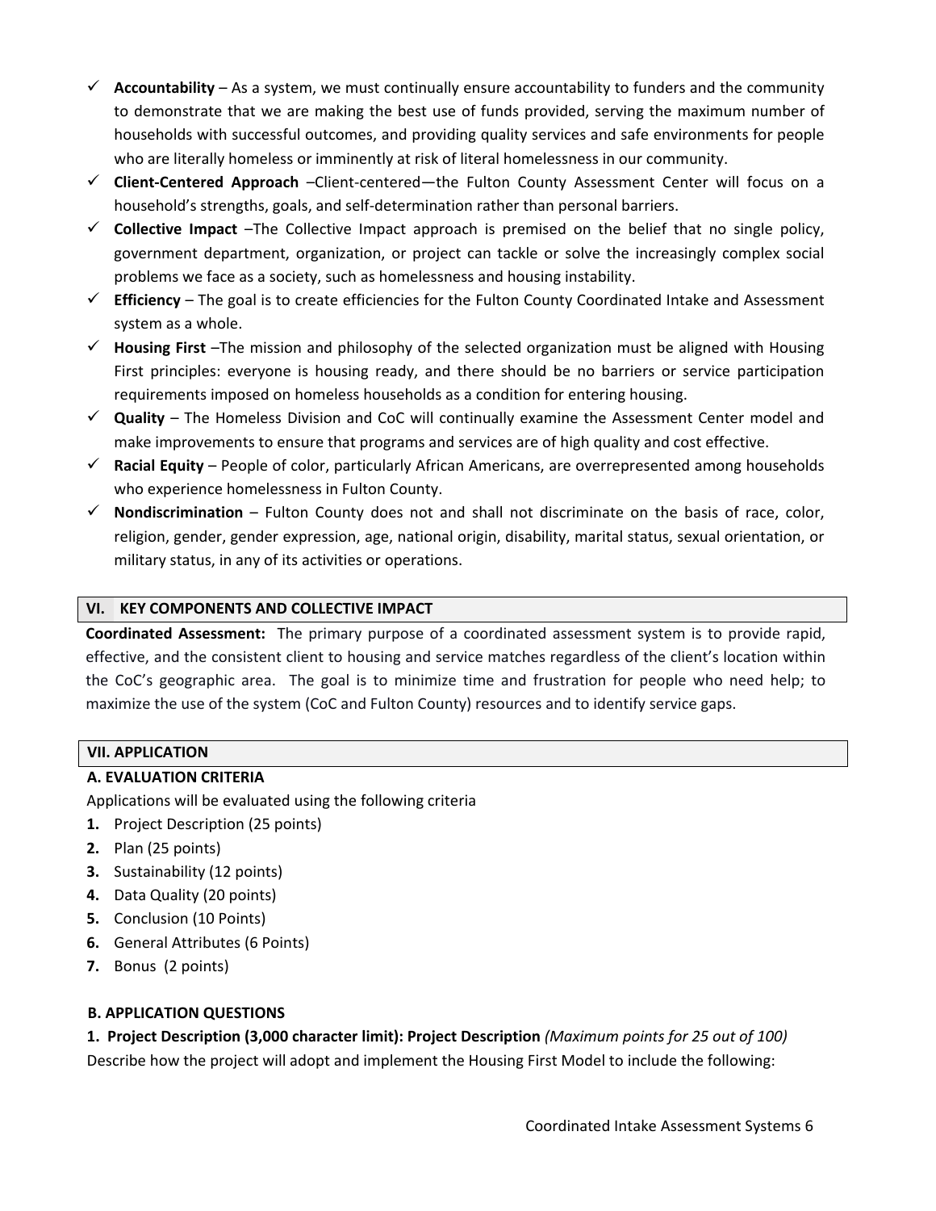- ✓ **Accountability** – As a system, we must continually ensure accountability to funders and the community to demonstrate that we are making the best use of funds provided, serving the maximum number of households with successful outcomes, and providing quality services and safe environments for people who are literally homeless or imminently at risk of literal homelessness in our community.
- ✓ **Client-Centered Approach** –Client-centered—the Fulton County Assessment Center will focus on a household's strengths, goals, and self-determination rather than personal barriers.
- ✓ **Collective Impact** –The Collective Impact approach is premised on the belief that no single policy, government department, organization, or project can tackle or solve the increasingly complex social problems we face as a society, such as homelessness and housing instability.
- ✓ **Efficiency** – The goal is to create efficiencies for the Fulton County Coordinated Intake and Assessment system as a whole.
- ✓ **Housing First** –The mission and philosophy of the selected organization must be aligned with Housing First principles: everyone is housing ready, and there should be no barriers or service participation requirements imposed on homeless households as a condition for entering housing.
- ✓ **Quality** – The Homeless Division and CoC will continually examine the Assessment Center model and make improvements to ensure that programs and services are of high quality and cost effective.
- ✓ **Racial Equity** – People of color, particularly African Americans, are overrepresented among households who experience homelessness in Fulton County.
- ✓ **Nondiscrimination** – Fulton County does not and shall not discriminate on the basis of race, color, religion, gender, gender expression, age, national origin, disability, marital status, sexual orientation, or military status, in any of its activities or operations.

## VI. KEY COMPONENTS AND COLLECTIVE IMPACT

**Coordinated Assessment:** The primary purpose of a coordinated assessment system is to provide rapid, effective, and the consistent client to housing and service matches regardless of the client's location within the CoC's geographic area. The goal is to minimize time and frustration for people who need help; to maximize the use of the system (CoC and Fulton County) resources and to identify service gaps.

## VII. APPLICATION

### A. EVALUATION CRITERIA

Applications will be evaluated using the following criteria

1. Project Description (25 points)
2. Plan (25 points)
3. Sustainability (12 points)
4. Data Quality (20 points)
5. Conclusion (10 Points)
6. General Attributes (6 Points)
7. Bonus (2 points)

### B. APPLICATION QUESTIONS

**1. Project Description (3,000 character limit): Project Description** *(Maximum points for 25 out of 100)*

Describe how the project will adopt and implement the Housing First Model to include the following: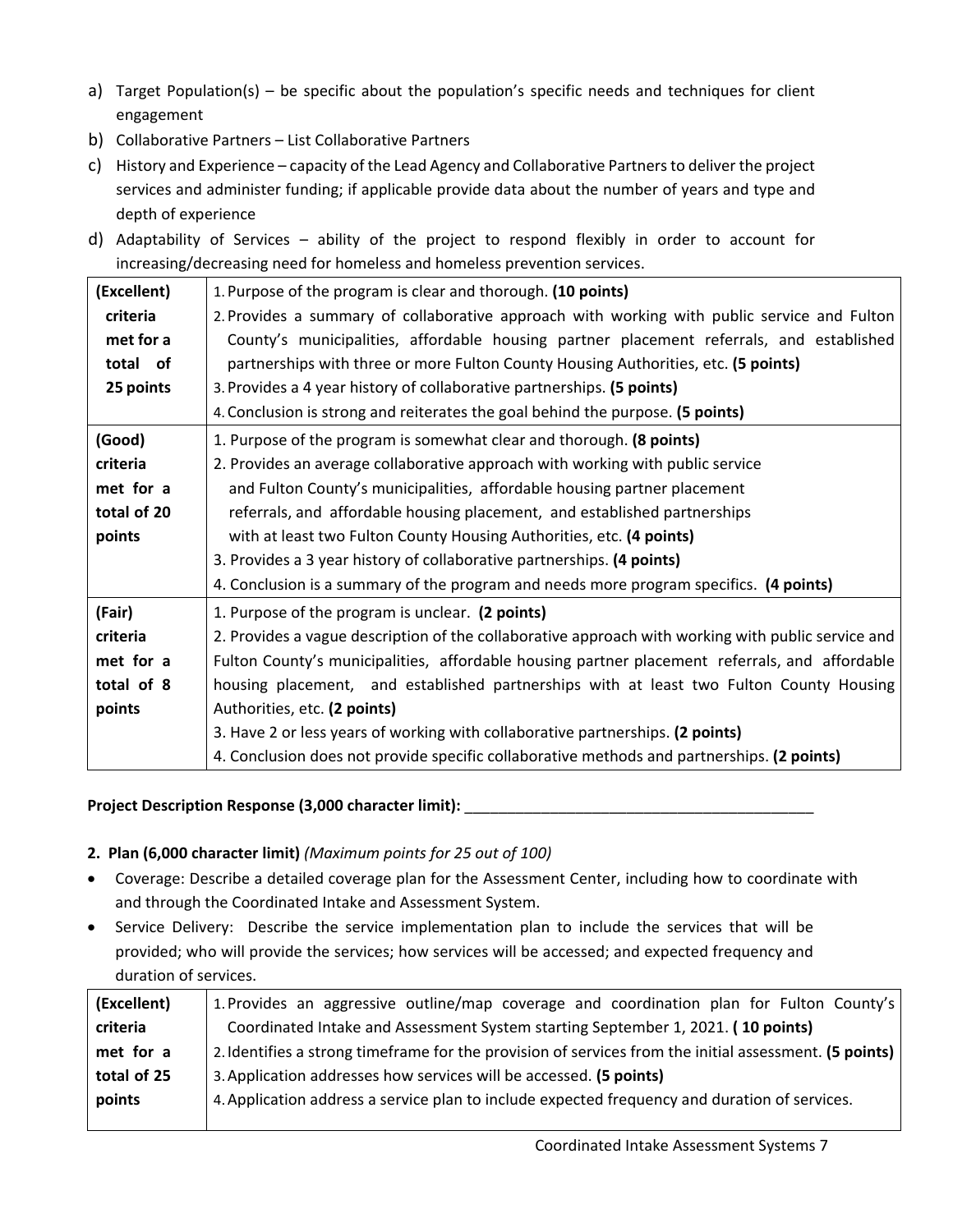a) Target Population(s) – be specific about the population's specific needs and techniques for client engagement
b) Collaborative Partners – List Collaborative Partners
c) History and Experience – capacity of the Lead Agency and Collaborative Partners to deliver the project services and administer funding; if applicable provide data about the number of years and type and depth of experience
d) Adaptability of Services – ability of the project to respond flexibly in order to account for increasing/decreasing need for homeless and homeless prevention services.

| | |
|---|---|
| **(Excellent) criteria met for a total of 25 points** | 1. Purpose of the program is clear and thorough. **(10 points)**<br>2. Provides a summary of collaborative approach with working with public service and Fulton County's municipalities, affordable housing partner placement referrals, and established partnerships with three or more Fulton County Housing Authorities, etc. **(5 points)**<br>3. Provides a 4 year history of collaborative partnerships. **(5 points)**<br>4. Conclusion is strong and reiterates the goal behind the purpose. **(5 points)** |
| **(Good) criteria met for a total of 20 points** | 1. Purpose of the program is somewhat clear and thorough. **(8 points)**<br>2. Provides an average collaborative approach with working with public service and Fulton County's municipalities, affordable housing partner placement referrals, and affordable housing placement, and established partnerships with at least two Fulton County Housing Authorities, etc. **(4 points)**<br>3. Provides a 3 year history of collaborative partnerships. **(4 points)**<br>4. Conclusion is a summary of the program and needs more program specifics. **(4 points)** |
| **(Fair) criteria met for a total of 8 points** | 1. Purpose of the program is unclear. **(2 points)**<br>2. Provides a vague description of the collaborative approach with working with public service and Fulton County's municipalities, affordable housing partner placement referrals, and affordable housing placement, and established partnerships with at least two Fulton County Housing Authorities, etc. **(2 points)**<br>3. Have 2 or less years of working with collaborative partnerships. **(2 points)**<br>4. Conclusion does not provide specific collaborative methods and partnerships. **(2 points)** |

**Project Description Response (3,000 character limit):** \_\_\_\_\_\_\_\_\_\_\_\_\_\_\_\_\_\_\_\_\_\_\_\_\_\_\_\_\_\_\_\_\_\_\_\_\_\_\_\_\_\_

**2. Plan (6,000 character limit)** *(Maximum points for 25 out of 100)*

- Coverage: Describe a detailed coverage plan for the Assessment Center, including how to coordinate with and through the Coordinated Intake and Assessment System.
- Service Delivery: Describe the service implementation plan to include the services that will be provided; who will provide the services; how services will be accessed; and expected frequency and duration of services.

| | |
|---|---|
| **(Excellent) criteria met for a total of 25 points** | 1. Provides an aggressive outline/map coverage and coordination plan for Fulton County's Coordinated Intake and Assessment System starting September 1, 2021. **( 10 points)**<br>2. Identifies a strong timeframe for the provision of services from the initial assessment. **(5 points)**<br>3. Application addresses how services will be accessed. **(5 points)**<br>4. Application address a service plan to include expected frequency and duration of services. |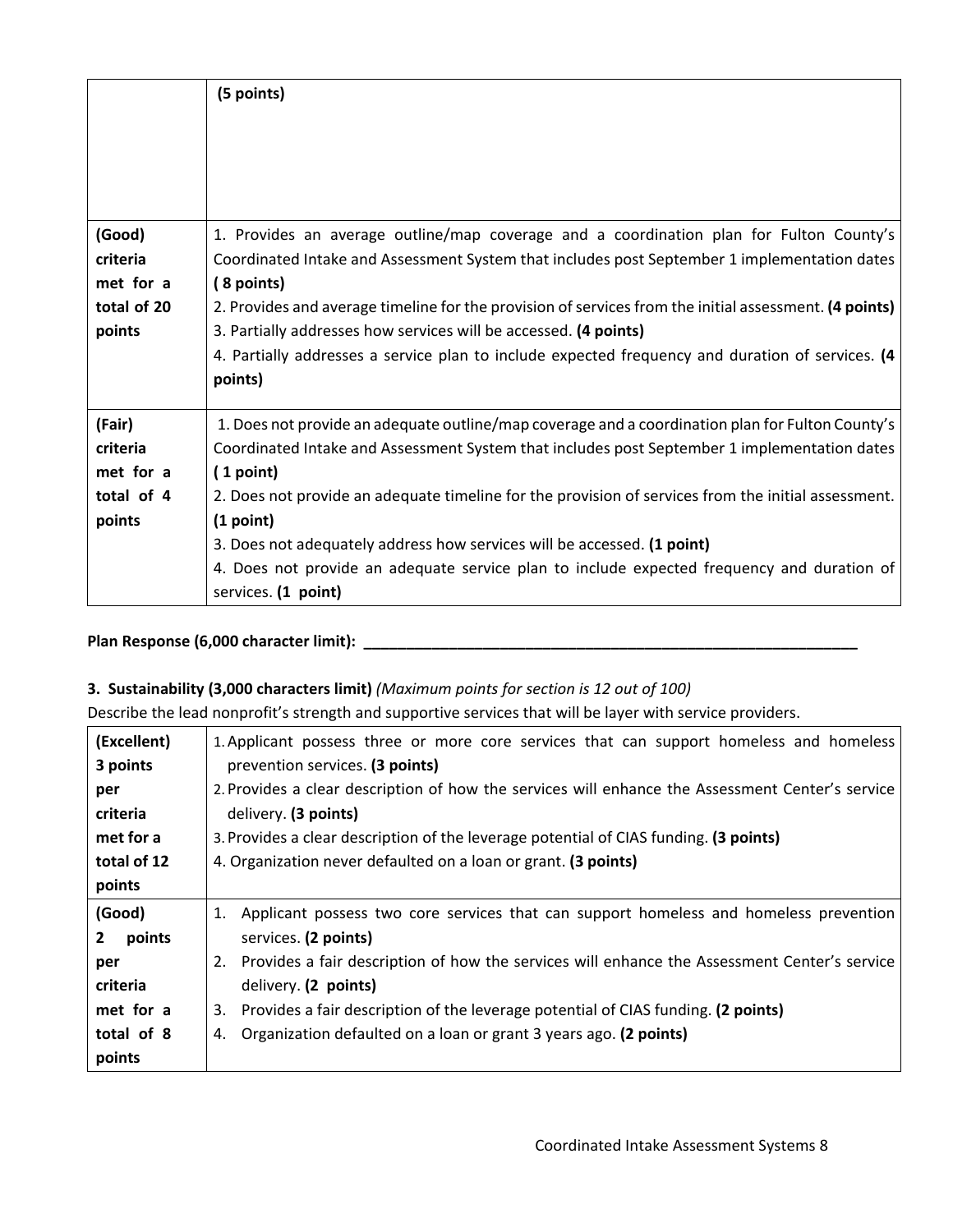| | |
|---|---|
| | **(5 points)** |
| **(Good) criteria met for a total of 20 points** | 1. Provides an average outline/map coverage and a coordination plan for Fulton County's Coordinated Intake and Assessment System that includes post September 1 implementation dates **( 8 points)**<br>2. Provides and average timeline for the provision of services from the initial assessment. **(4 points)**<br>3. Partially addresses how services will be accessed. **(4 points)**<br>4. Partially addresses a service plan to include expected frequency and duration of services. **(4 points)** |
| **(Fair) criteria met for a total of 4 points** | 1. Does not provide an adequate outline/map coverage and a coordination plan for Fulton County's Coordinated Intake and Assessment System that includes post September 1 implementation dates **( 1 point)**<br>2. Does not provide an adequate timeline for the provision of services from the initial assessment. **(1 point)**<br>3. Does not adequately address how services will be accessed. **(1 point)**<br>4. Does not provide an adequate service plan to include expected frequency and duration of services. **(1 point)** |

**Plan Response (6,000 character limit): ______________________________________________________________**

**3. Sustainability (3,000 characters limit)** *(Maximum points for section is 12 out of 100)*

Describe the lead nonprofit's strength and supportive services that will be layer with service providers.

| | |
|---|---|
| **(Excellent) 3 points per criteria met for a total of 12 points** | 1. Applicant possess three or more core services that can support homeless and homeless prevention services. **(3 points)**<br>2. Provides a clear description of how the services will enhance the Assessment Center's service delivery. **(3 points)**<br>3. Provides a clear description of the leverage potential of CIAS funding. **(3 points)**<br>4. Organization never defaulted on a loan or grant. **(3 points)** |
| **(Good) 2 points per criteria met for a total of 8 points** | 1. Applicant possess two core services that can support homeless and homeless prevention services. **(2 points)**<br>2. Provides a fair description of how the services will enhance the Assessment Center's service delivery. **(2 points)**<br>3. Provides a fair description of the leverage potential of CIAS funding. **(2 points)**<br>4. Organization defaulted on a loan or grant 3 years ago. **(2 points)** |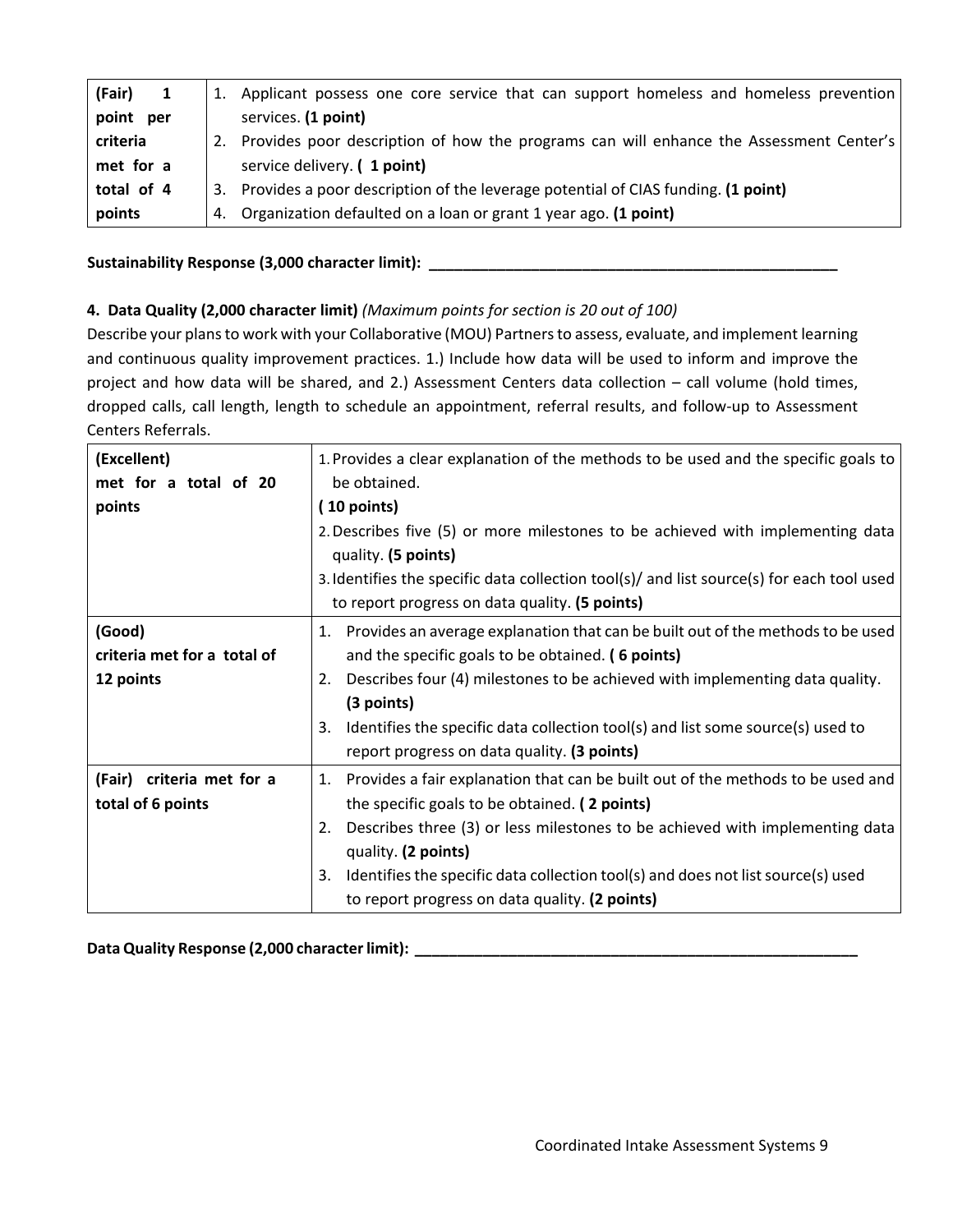| (Fair) 1 point per criteria met for a total of 4 points | 1. Applicant possess one core service that can support homeless and homeless prevention services. **(1 point)**<br>2. Provides poor description of how the programs can will enhance the Assessment Center's service delivery. **( 1 point)**<br>3. Provides a poor description of the leverage potential of CIAS funding. **(1 point)**<br>4. Organization defaulted on a loan or grant 1 year ago. **(1 point)** |
|---|---|

**Sustainability Response (3,000 character limit): ___________________________________________________**

**4. Data Quality (2,000 character limit)** *(Maximum points for section is 20 out of 100)*

Describe your plans to work with your Collaborative (MOU) Partners to assess, evaluate, and implement learning and continuous quality improvement practices. 1.) Include how data will be used to inform and improve the project and how data will be shared, and 2.) Assessment Centers data collection – call volume (hold times, dropped calls, call length, length to schedule an appointment, referral results, and follow-up to Assessment Centers Referrals.

| (Excellent) met for a total of 20 points | 1. Provides a clear explanation of the methods to be used and the specific goals to be obtained. **( 10 points)**<br>2. Describes five (5) or more milestones to be achieved with implementing data quality. **(5 points)**<br>3. Identifies the specific data collection tool(s)/ and list source(s) for each tool used to report progress on data quality. **(5 points)** |
|---|---|
| **(Good) criteria met for a total of 12 points** | 1. Provides an average explanation that can be built out of the methods to be used and the specific goals to be obtained. **( 6 points)**<br>2. Describes four (4) milestones to be achieved with implementing data quality. **(3 points)**<br>3. Identifies the specific data collection tool(s) and list some source(s) used to report progress on data quality. **(3 points)** |
| **(Fair) criteria met for a total of 6 points** | 1. Provides a fair explanation that can be built out of the methods to be used and the specific goals to be obtained. **( 2 points)**<br>2. Describes three (3) or less milestones to be achieved with implementing data quality. **(2 points)**<br>3. Identifies the specific data collection tool(s) and does not list source(s) used to report progress on data quality. **(2 points)** |

**Data Quality Response (2,000 character limit): _______________________________________________________**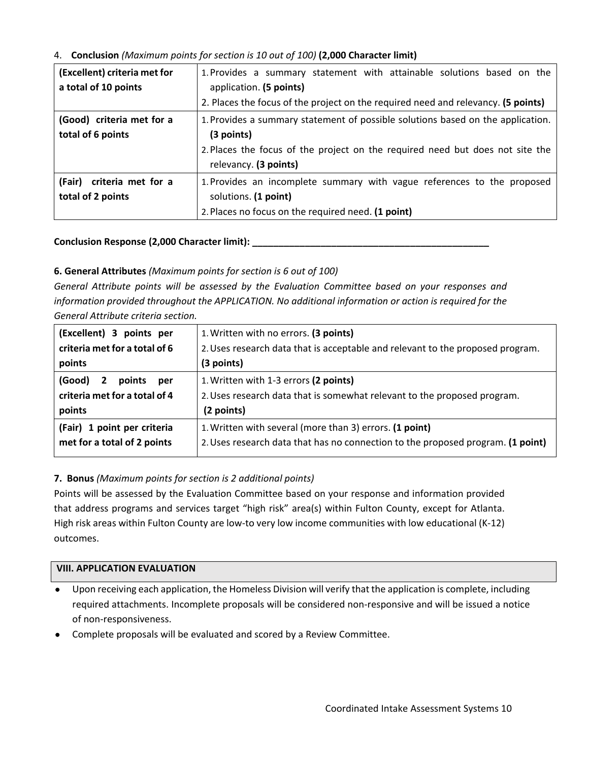4. **Conclusion** *(Maximum points for section is 10 out of 100)* **(2,000 Character limit)**

| | |
|---|---|
| **(Excellent) criteria met for a total of 10 points** | 1. Provides a summary statement with attainable solutions based on the application. **(5 points)**<br>2. Places the focus of the project on the required need and relevancy. **(5 points)** |
| **(Good) criteria met for a total of 6 points** | 1. Provides a summary statement of possible solutions based on the application. **(3 points)**<br>2. Places the focus of the project on the required need but does not site the relevancy. **(3 points)** |
| **(Fair) criteria met for a total of 2 points** | 1. Provides an incomplete summary with vague references to the proposed solutions. **(1 point)**<br>2. Places no focus on the required need. **(1 point)** |

**Conclusion Response (2,000 Character limit): _______________________________________________**

**6. General Attributes** *(Maximum points for section is 6 out of 100)*

*General Attribute points will be assessed by the Evaluation Committee based on your responses and information provided throughout the APPLICATION. No additional information or action is required for the General Attribute criteria section.*

| | |
|---|---|
| **(Excellent) 3 points per criteria met for a total of 6 points** | 1. Written with no errors. **(3 points)**<br>2. Uses research data that is acceptable and relevant to the proposed program. **(3 points)** |
| **(Good) 2 points per criteria met for a total of 4 points** | 1. Written with 1-3 errors **(2 points)**<br>2. Uses research data that is somewhat relevant to the proposed program. **(2 points)** |
| **(Fair) 1 point per criteria met for a total of 2 points** | 1. Written with several (more than 3) errors. **(1 point)**<br>2. Uses research data that has no connection to the proposed program. **(1 point)** |

**7. Bonus** *(Maximum points for section is 2 additional points)*

Points will be assessed by the Evaluation Committee based on your response and information provided that address programs and services target "high risk" area(s) within Fulton County, except for Atlanta. High risk areas within Fulton County are low-to very low income communities with low educational (K-12) outcomes.

## VIII. APPLICATION EVALUATION

- Upon receiving each application, the Homeless Division will verify that the application is complete, including required attachments. Incomplete proposals will be considered non-responsive and will be issued a notice of non-responsiveness.
- Complete proposals will be evaluated and scored by a Review Committee.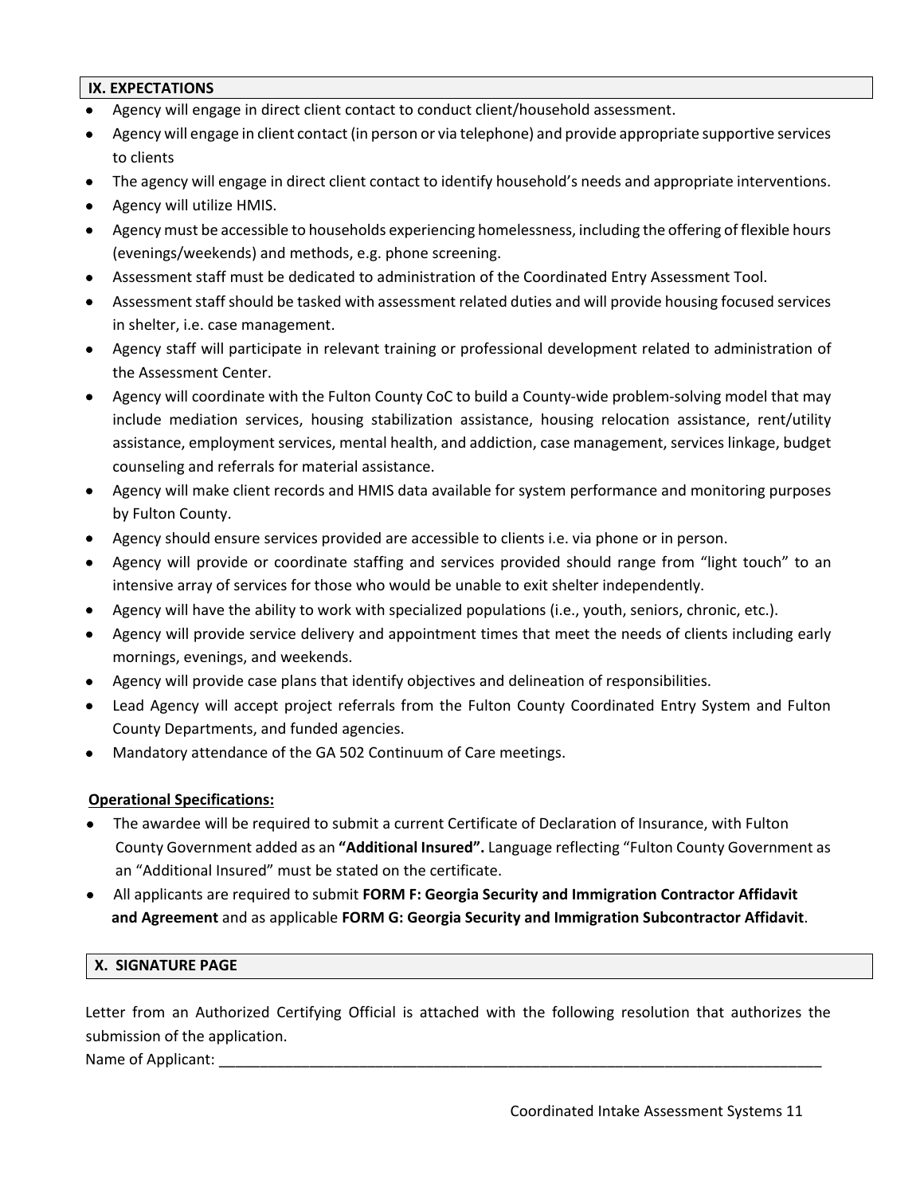## IX. EXPECTATIONS

- Agency will engage in direct client contact to conduct client/household assessment.
- Agency will engage in client contact (in person or via telephone) and provide appropriate supportive services to clients
- The agency will engage in direct client contact to identify household's needs and appropriate interventions.
- Agency will utilize HMIS.
- Agency must be accessible to households experiencing homelessness, including the offering of flexible hours (evenings/weekends) and methods, e.g. phone screening.
- Assessment staff must be dedicated to administration of the Coordinated Entry Assessment Tool.
- Assessment staff should be tasked with assessment related duties and will provide housing focused services in shelter, i.e. case management.
- Agency staff will participate in relevant training or professional development related to administration of the Assessment Center.
- Agency will coordinate with the Fulton County CoC to build a County-wide problem-solving model that may include mediation services, housing stabilization assistance, housing relocation assistance, rent/utility assistance, employment services, mental health, and addiction, case management, services linkage, budget counseling and referrals for material assistance.
- Agency will make client records and HMIS data available for system performance and monitoring purposes by Fulton County.
- Agency should ensure services provided are accessible to clients i.e. via phone or in person.
- Agency will provide or coordinate staffing and services provided should range from "light touch" to an intensive array of services for those who would be unable to exit shelter independently.
- Agency will have the ability to work with specialized populations (i.e., youth, seniors, chronic, etc.).
- Agency will provide service delivery and appointment times that meet the needs of clients including early mornings, evenings, and weekends.
- Agency will provide case plans that identify objectives and delineation of responsibilities.
- Lead Agency will accept project referrals from the Fulton County Coordinated Entry System and Fulton County Departments, and funded agencies.
- Mandatory attendance of the GA 502 Continuum of Care meetings.

**Operational Specifications:**

- The awardee will be required to submit a current Certificate of Declaration of Insurance, with Fulton County Government added as an **"Additional Insured".** Language reflecting "Fulton County Government as an "Additional Insured" must be stated on the certificate.
- All applicants are required to submit **FORM F: Georgia Security and Immigration Contractor Affidavit and Agreement** and as applicable **FORM G: Georgia Security and Immigration Subcontractor Affidavit**.

## X. SIGNATURE PAGE

Letter from an Authorized Certifying Official is attached with the following resolution that authorizes the submission of the application.

Name of Applicant: ______________________________________________________________________________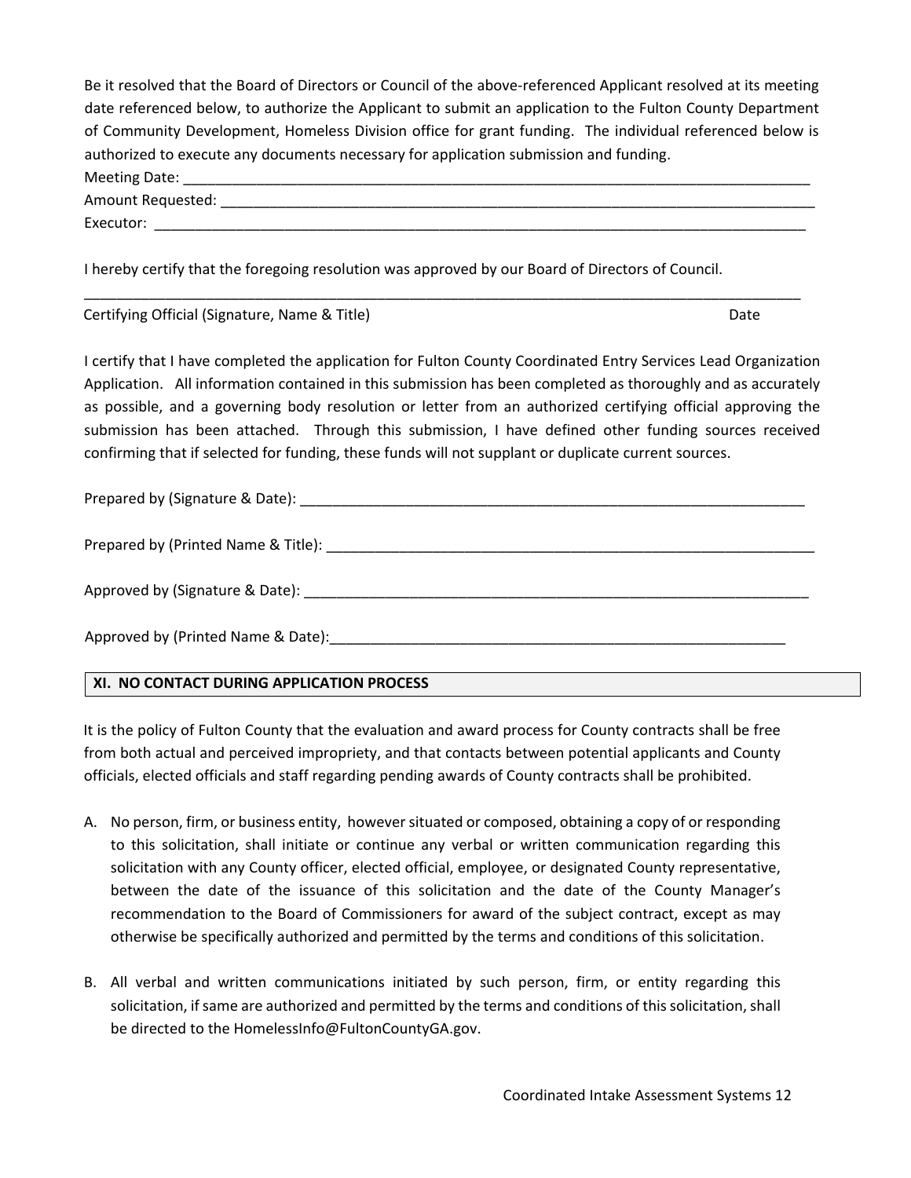Be it resolved that the Board of Directors or Council of the above-referenced Applicant resolved at its meeting date referenced below, to authorize the Applicant to submit an application to the Fulton County Department of Community Development, Homeless Division office for grant funding. The individual referenced below is authorized to execute any documents necessary for application submission and funding.

Meeting Date: ___________________________________________________________________________

Amount Requested: _______________________________________________________________________

Executor: ______________________________________________________________________________

I hereby certify that the foregoing resolution was approved by our Board of Directors of Council.

_____________________________________________________________________________________

Certifying Official (Signature, Name & Title) Date

I certify that I have completed the application for Fulton County Coordinated Entry Services Lead Organization Application. All information contained in this submission has been completed as thoroughly and as accurately as possible, and a governing body resolution or letter from an authorized certifying official approving the submission has been attached. Through this submission, I have defined other funding sources received confirming that if selected for funding, these funds will not supplant or duplicate current sources.

Prepared by (Signature & Date): ____________________________________________________________

Prepared by (Printed Name & Title): _________________________________________________________

Approved by (Signature & Date): ___________________________________________________________

Approved by (Printed Name & Date):_______________________________________________________

## XI. NO CONTACT DURING APPLICATION PROCESS

It is the policy of Fulton County that the evaluation and award process for County contracts shall be free from both actual and perceived impropriety, and that contacts between potential applicants and County officials, elected officials and staff regarding pending awards of County contracts shall be prohibited.

A. No person, firm, or business entity, however situated or composed, obtaining a copy of or responding to this solicitation, shall initiate or continue any verbal or written communication regarding this solicitation with any County officer, elected official, employee, or designated County representative, between the date of the issuance of this solicitation and the date of the County Manager's recommendation to the Board of Commissioners for award of the subject contract, except as may otherwise be specifically authorized and permitted by the terms and conditions of this solicitation.

B. All verbal and written communications initiated by such person, firm, or entity regarding this solicitation, if same are authorized and permitted by the terms and conditions of this solicitation, shall be directed to the HomelessInfo@FultonCountyGA.gov.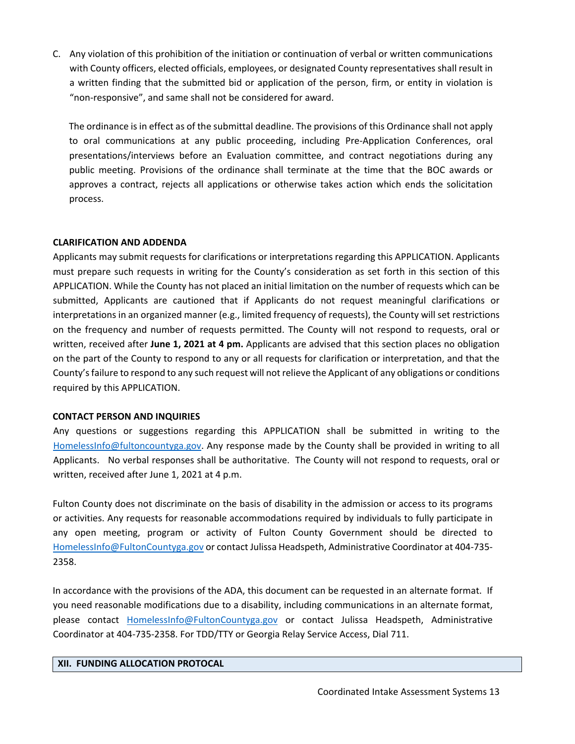C. Any violation of this prohibition of the initiation or continuation of verbal or written communications with County officers, elected officials, employees, or designated County representatives shall result in a written finding that the submitted bid or application of the person, firm, or entity in violation is "non-responsive", and same shall not be considered for award.

The ordinance is in effect as of the submittal deadline. The provisions of this Ordinance shall not apply to oral communications at any public proceeding, including Pre-Application Conferences, oral presentations/interviews before an Evaluation committee, and contract negotiations during any public meeting. Provisions of the ordinance shall terminate at the time that the BOC awards or approves a contract, rejects all applications or otherwise takes action which ends the solicitation process.

**CLARIFICATION AND ADDENDA**

Applicants may submit requests for clarifications or interpretations regarding this APPLICATION. Applicants must prepare such requests in writing for the County's consideration as set forth in this section of this APPLICATION. While the County has not placed an initial limitation on the number of requests which can be submitted, Applicants are cautioned that if Applicants do not request meaningful clarifications or interpretations in an organized manner (e.g., limited frequency of requests), the County will set restrictions on the frequency and number of requests permitted. The County will not respond to requests, oral or written, received after **June 1, 2021 at 4 pm.** Applicants are advised that this section places no obligation on the part of the County to respond to any or all requests for clarification or interpretation, and that the County's failure to respond to any such request will not relieve the Applicant of any obligations or conditions required by this APPLICATION.

**CONTACT PERSON AND INQUIRIES**

Any questions or suggestions regarding this APPLICATION shall be submitted in writing to the HomelessInfo@fultoncountyga.gov. Any response made by the County shall be provided in writing to all Applicants. No verbal responses shall be authoritative. The County will not respond to requests, oral or written, received after June 1, 2021 at 4 p.m.

Fulton County does not discriminate on the basis of disability in the admission or access to its programs or activities. Any requests for reasonable accommodations required by individuals to fully participate in any open meeting, program or activity of Fulton County Government should be directed to HomelessInfo@FultonCountyga.gov or contact Julissa Headspeth, Administrative Coordinator at 404-735-2358.

In accordance with the provisions of the ADA, this document can be requested in an alternate format. If you need reasonable modifications due to a disability, including communications in an alternate format, please contact HomelessInfo@FultonCountyga.gov or contact Julissa Headspeth, Administrative Coordinator at 404-735-2358. For TDD/TTY or Georgia Relay Service Access, Dial 711.

## XII. FUNDING ALLOCATION PROTOCAL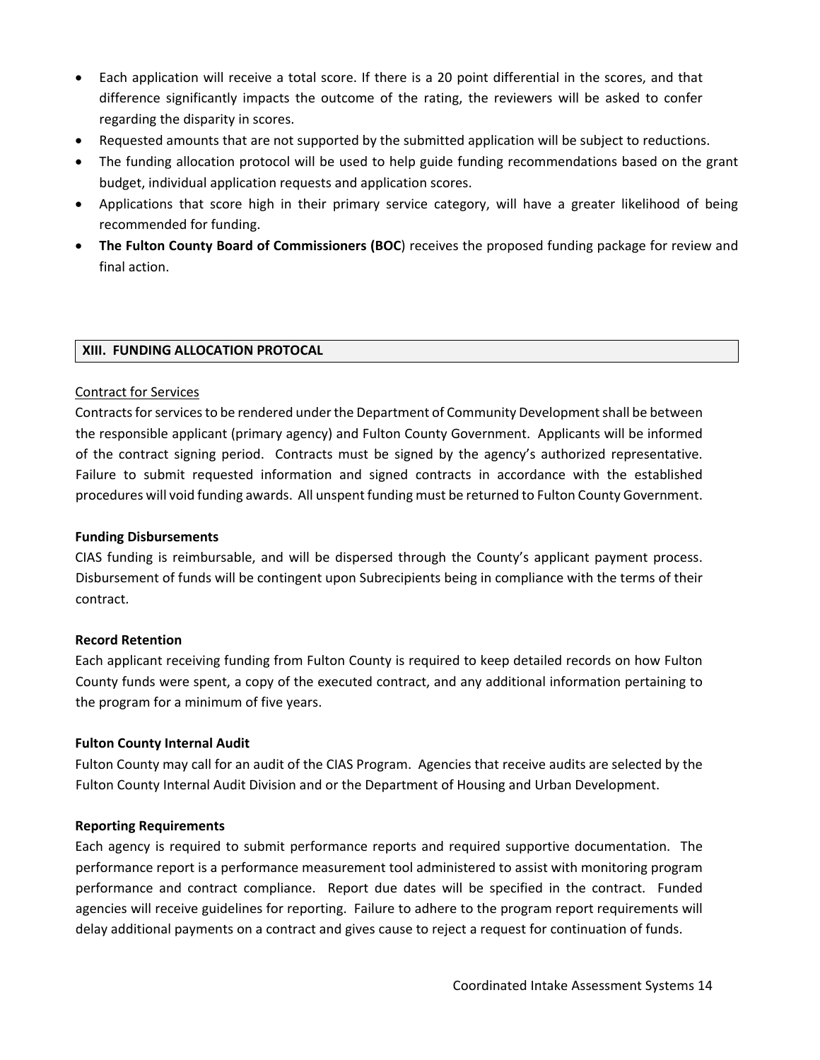- Each application will receive a total score. If there is a 20 point differential in the scores, and that difference significantly impacts the outcome of the rating, the reviewers will be asked to confer regarding the disparity in scores.
- Requested amounts that are not supported by the submitted application will be subject to reductions.
- The funding allocation protocol will be used to help guide funding recommendations based on the grant budget, individual application requests and application scores.
- Applications that score high in their primary service category, will have a greater likelihood of being recommended for funding.
- **The Fulton County Board of Commissioners (BOC**) receives the proposed funding package for review and final action.

## XIII. FUNDING ALLOCATION PROTOCAL

Contract for Services

Contracts for services to be rendered under the Department of Community Development shall be between the responsible applicant (primary agency) and Fulton County Government. Applicants will be informed of the contract signing period. Contracts must be signed by the agency's authorized representative. Failure to submit requested information and signed contracts in accordance with the established procedures will void funding awards. All unspent funding must be returned to Fulton County Government.

**Funding Disbursements**

CIAS funding is reimbursable, and will be dispersed through the County's applicant payment process. Disbursement of funds will be contingent upon Subrecipients being in compliance with the terms of their contract.

**Record Retention**

Each applicant receiving funding from Fulton County is required to keep detailed records on how Fulton County funds were spent, a copy of the executed contract, and any additional information pertaining to the program for a minimum of five years.

**Fulton County Internal Audit**

Fulton County may call for an audit of the CIAS Program. Agencies that receive audits are selected by the Fulton County Internal Audit Division and or the Department of Housing and Urban Development.

**Reporting Requirements**

Each agency is required to submit performance reports and required supportive documentation. The performance report is a performance measurement tool administered to assist with monitoring program performance and contract compliance. Report due dates will be specified in the contract. Funded agencies will receive guidelines for reporting. Failure to adhere to the program report requirements will delay additional payments on a contract and gives cause to reject a request for continuation of funds.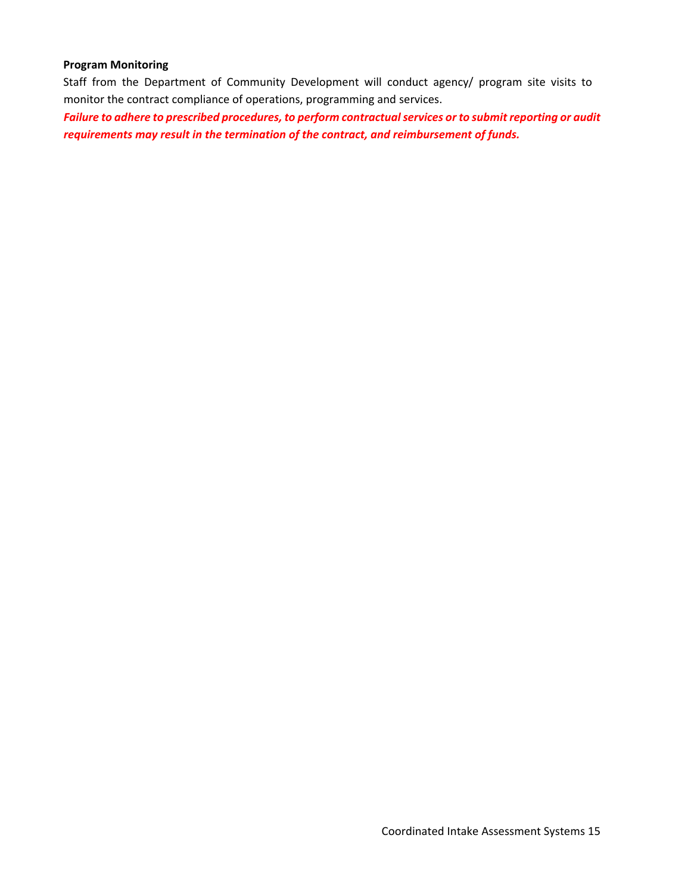**Program Monitoring**

Staff from the Department of Community Development will conduct agency/ program site visits to monitor the contract compliance of operations, programming and services.

***Failure to adhere to prescribed procedures, to perform contractual services or to submit reporting or audit requirements may result in the termination of the contract, and reimbursement of funds.***